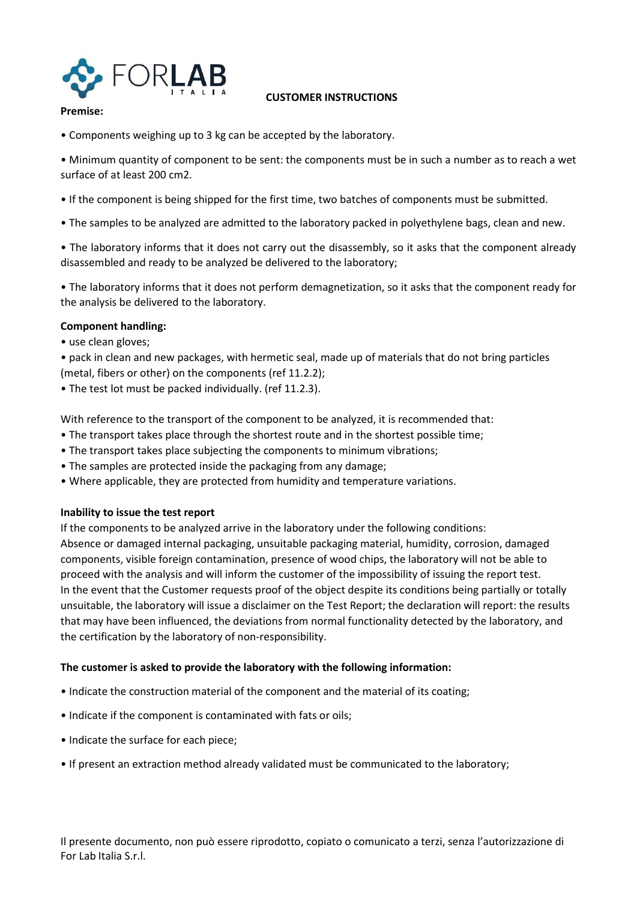**CUSTOMER INSTRUCTIONS**

**Premise:**

- Components weighing up to 3 kg can be accepted by the laboratory.
- Minimum quantity of component to be sent: the components must be in such a number as to reach a wet surface of at least 200 cm2.
- If the component is being shipped for the first time, two batches of components must be submitted.
- The samples to be analyzed are admitted to the laboratory packed in polyethylene bags, clean and new.
- The laboratory informs that it does not carry out the disassembly, so it asks that the component already disassembled and ready to be analyzed be delivered to the laboratory;
- The laboratory informs that it does not perform demagnetization, so it asks that the component ready for the analysis be delivered to the laboratory.

**Component handling:**

- use clean gloves;
- pack in clean and new packages, with hermetic seal, made up of materials that do not bring particles (metal, fibers or other) on the components (ref 11.2.2);
- The test lot must be packed individually. (ref 11.2.3).

With reference to the transport of the component to be analyzed, it is recommended that:

- The transport takes place through the shortest route and in the shortest possible time;
- The transport takes place subjecting the components to minimum vibrations;
- The samples are protected inside the packaging from any damage;
- Where applicable, they are protected from humidity and temperature variations.

**Inability to issue the test report**

If the components to be analyzed arrive in the laboratory under the following conditions:
Absence or damaged internal packaging, unsuitable packaging material, humidity, corrosion, damaged components, visible foreign contamination, presence of wood chips, the laboratory will not be able to proceed with the analysis and will inform the customer of the impossibility of issuing the report test.
In the event that the Customer requests proof of the object despite its conditions being partially or totally unsuitable, the laboratory will issue a disclaimer on the Test Report; the declaration will report: the results that may have been influenced, the deviations from normal functionality detected by the laboratory, and the certification by the laboratory of non-responsibility.

**The customer is asked to provide the laboratory with the following information:**

- Indicate the construction material of the component and the material of its coating;
- Indicate if the component is contaminated with fats or oils;
- Indicate the surface for each piece;
- If present an extraction method already validated must be communicated to the laboratory;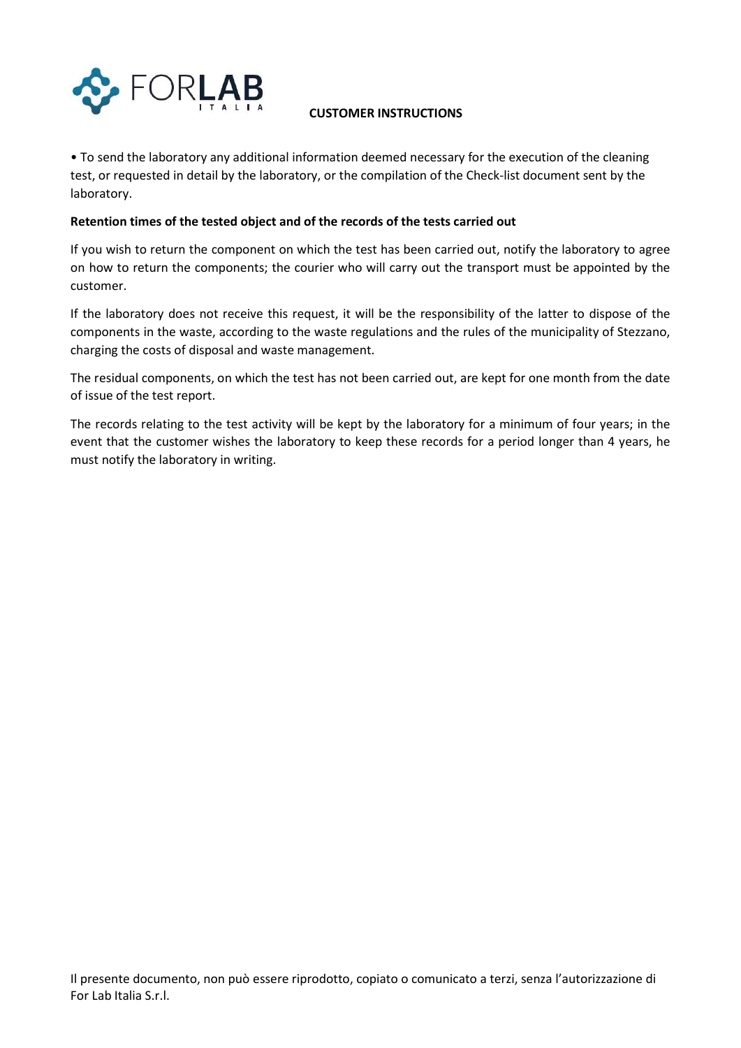• To send the laboratory any additional information deemed necessary for the execution of the cleaning test, or requested in detail by the laboratory, or the compilation of the Check-list document sent by the laboratory.

**Retention times of the tested object and of the records of the tests carried out**

If you wish to return the component on which the test has been carried out, notify the laboratory to agree on how to return the components; the courier who will carry out the transport must be appointed by the customer.

If the laboratory does not receive this request, it will be the responsibility of the latter to dispose of the components in the waste, according to the waste regulations and the rules of the municipality of Stezzano, charging the costs of disposal and waste management.

The residual components, on which the test has not been carried out, are kept for one month from the date of issue of the test report.

The records relating to the test activity will be kept by the laboratory for a minimum of four years; in the event that the customer wishes the laboratory to keep these records for a period longer than 4 years, he must notify the laboratory in writing.